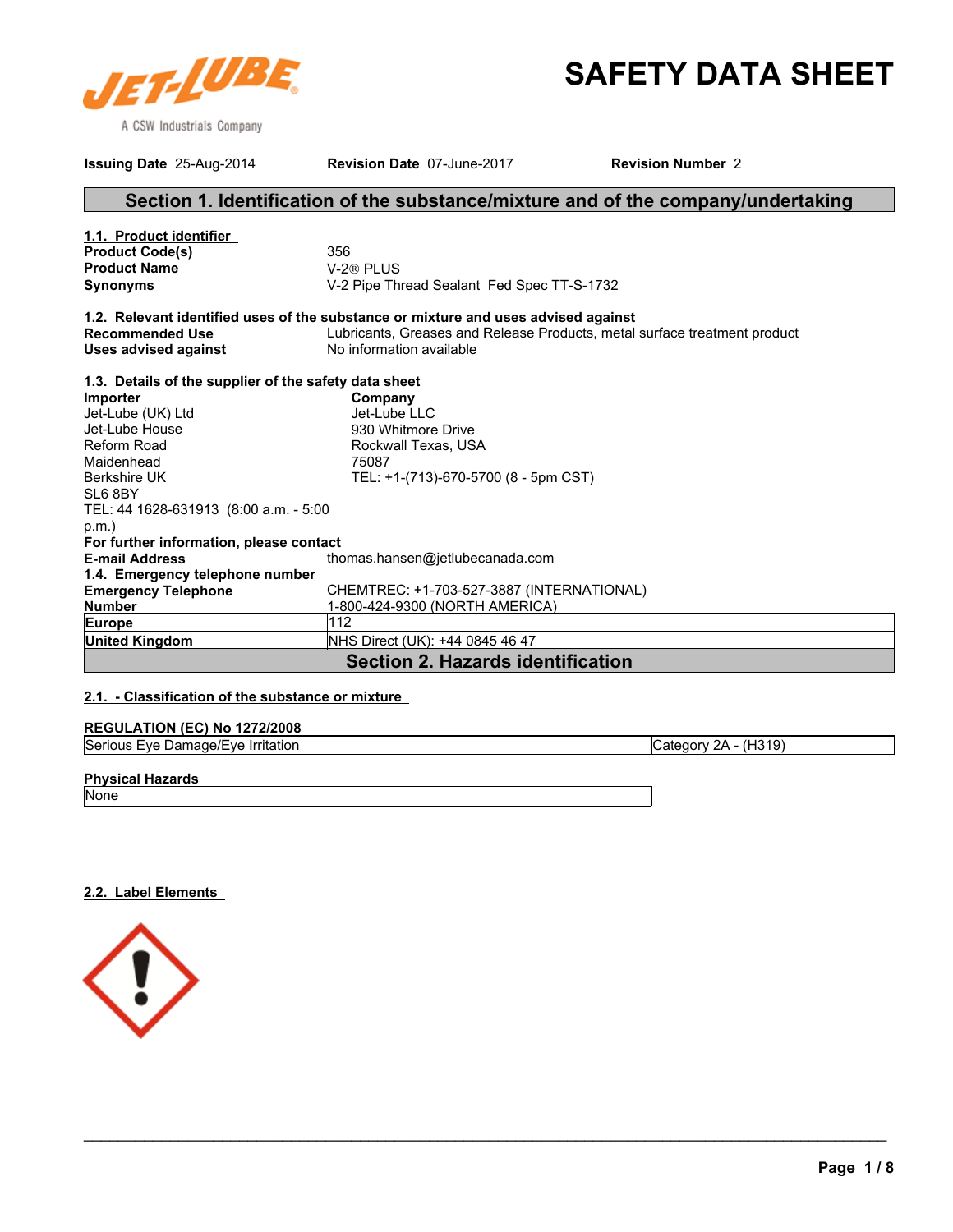# SAFETY DATA SHEET

**Issuing Date** 25-Aug-2014 **Revision Date** 07-June-2017 **Revision Number** 2

## Section 1. Identification of the substance/mixture and of the company/undertaking

### 1.1. Product identifier

**Product Code(s)** 356
**Product Name** V-2® PLUS
**Synonyms** V-2 Pipe Thread Sealant Fed Spec TT-S-1732

### 1.2. Relevant identified uses of the substance or mixture and uses advised against

**Recommended Use** Lubricants, Greases and Release Products, metal surface treatment product
**Uses advised against** No information available

### 1.3. Details of the supplier of the safety data sheet

**Importer**
Jet-Lube (UK) Ltd
Jet-Lube House
Reform Road
Maidenhead
Berkshire UK
SL6 8BY
TEL: 44 1628-631913 (8:00 a.m. - 5:00 p.m.)

**Company**
Jet-Lube LLC
930 Whitmore Drive
Rockwall Texas, USA
75087
TEL: +1-(713)-670-5700 (8 - 5pm CST)

**For further information, please contact**

**E-mail Address** thomas.hansen@jetlubecanada.com

### 1.4. Emergency telephone number

| | |
|---|---|
| **Emergency Telephone Number** | CHEMTREC: +1-703-527-3887 (INTERNATIONAL) 1-800-424-9300 (NORTH AMERICA) |
| **Europe** | 112 |
| **United Kingdom** | NHS Direct (UK): +44 0845 46 47 |

## Section 2. Hazards identification

### 2.1. - Classification of the substance or mixture

**REGULATION (EC) No 1272/2008**

| | |
|---|---|
| Serious Eye Damage/Eye Irritation | Category 2A - (H319) |

**Physical Hazards**

| |
|---|
| None |

### 2.2. Label Elements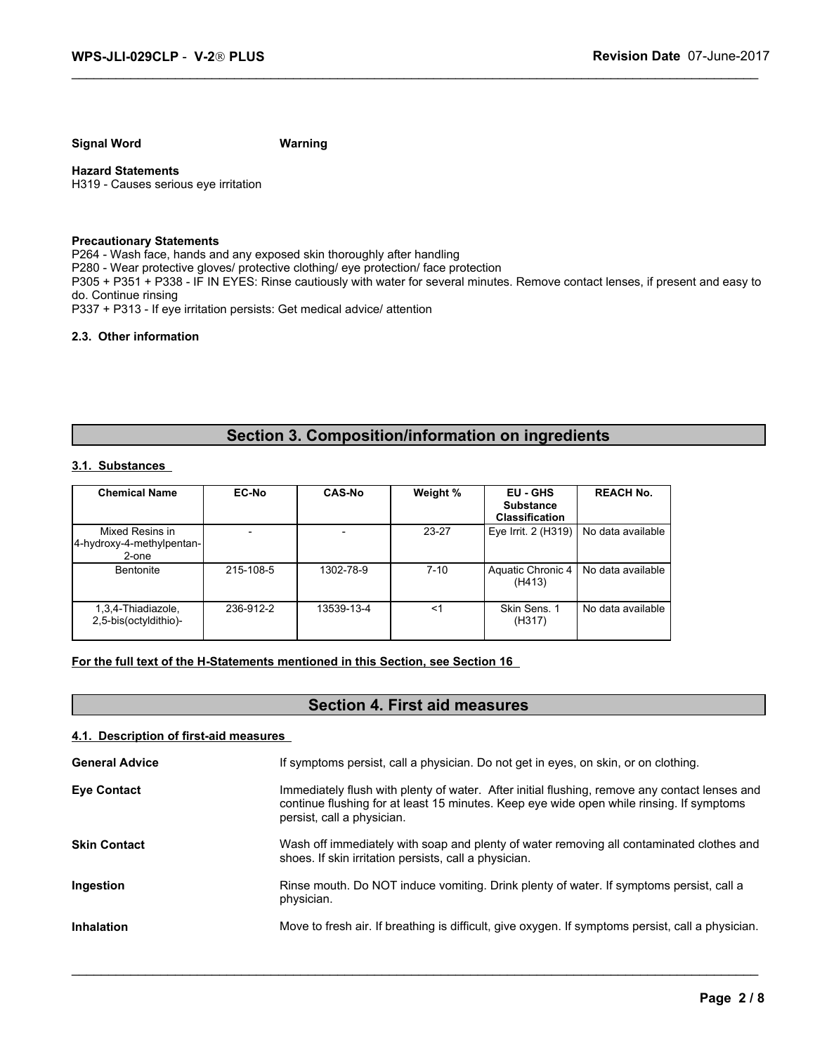**Signal Word** **Warning**

**Hazard Statements**
H319 - Causes serious eye irritation

**Precautionary Statements**
P264 - Wash face, hands and any exposed skin thoroughly after handling
P280 - Wear protective gloves/ protective clothing/ eye protection/ face protection
P305 + P351 + P338 - IF IN EYES: Rinse cautiously with water for several minutes. Remove contact lenses, if present and easy to do. Continue rinsing
P337 + P313 - If eye irritation persists: Get medical advice/ attention

#### 2.3. Other information

## Section 3. Composition/information on ingredients

### 3.1. Substances

| Chemical Name | EC-No | CAS-No | Weight % | EU - GHS Substance Classification | REACH No. |
|---|---|---|---|---|---|
| Mixed Resins in 4-hydroxy-4-methylpentan-2-one | - | - | 23-27 | Eye Irrit. 2 (H319) | No data available |
| Bentonite | 215-108-5 | 1302-78-9 | 7-10 | Aquatic Chronic 4 (H413) | No data available |
| 1,3,4-Thiadiazole, 2,5-bis(octyldithio)- | 236-912-2 | 13539-13-4 | <1 | Skin Sens. 1 (H317) | No data available |

**For the full text of the H-Statements mentioned in this Section, see Section 16**

## Section 4. First aid measures

### 4.1. Description of first-aid measures

**General Advice** If symptoms persist, call a physician. Do not get in eyes, on skin, or on clothing.

**Eye Contact** Immediately flush with plenty of water. After initial flushing, remove any contact lenses and continue flushing for at least 15 minutes. Keep eye wide open while rinsing. If symptoms persist, call a physician.

**Skin Contact** Wash off immediately with soap and plenty of water removing all contaminated clothes and shoes. If skin irritation persists, call a physician.

**Ingestion** Rinse mouth. Do NOT induce vomiting. Drink plenty of water. If symptoms persist, call a physician.

**Inhalation** Move to fresh air. If breathing is difficult, give oxygen. If symptoms persist, call a physician.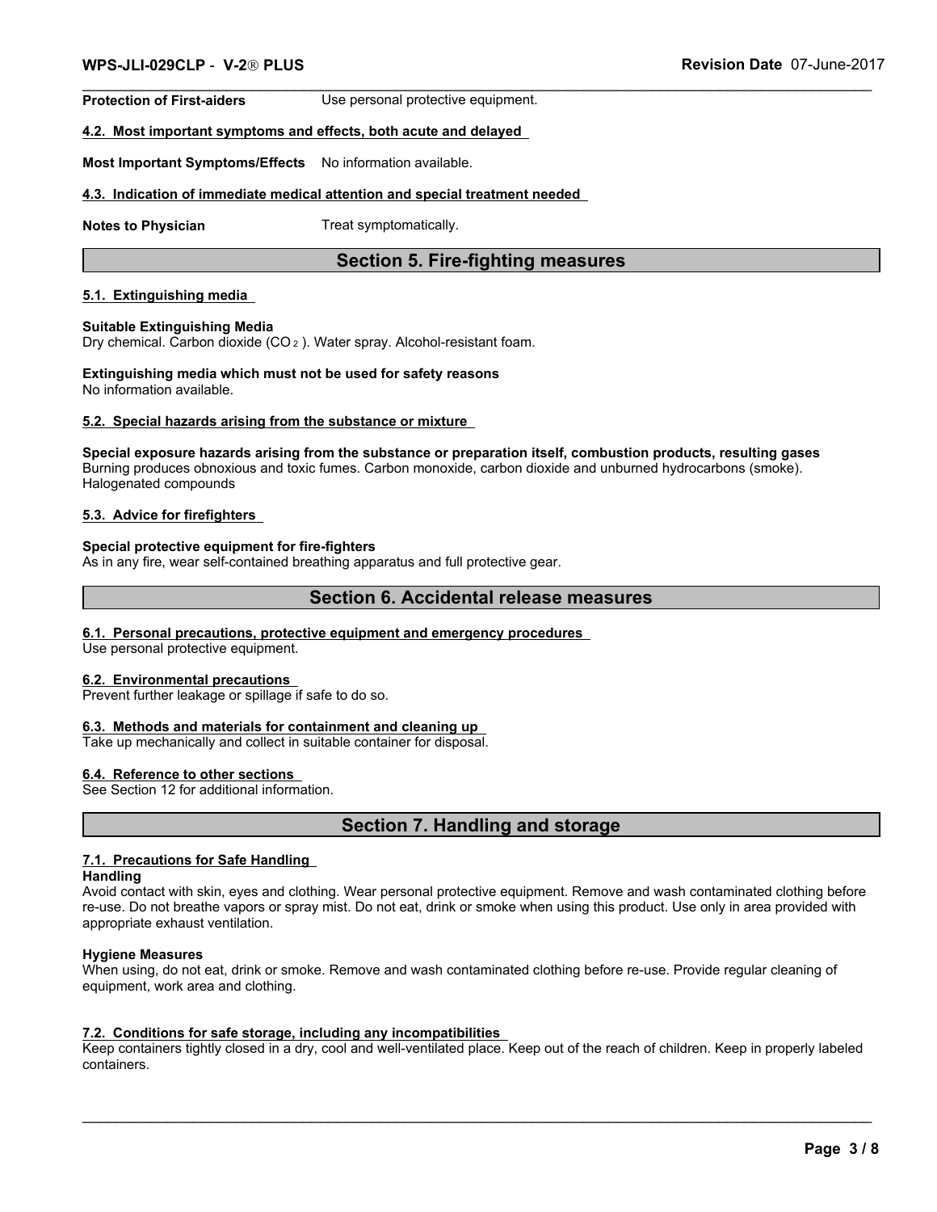**Protection of First-aiders** Use personal protective equipment.

### 4.2. Most important symptoms and effects, both acute and delayed

**Most Important Symptoms/Effects** No information available.

### 4.3. Indication of immediate medical attention and special treatment needed

**Notes to Physician** Treat symptomatically.

## Section 5. Fire-fighting measures

### 5.1. Extinguishing media

**Suitable Extinguishing Media**
Dry chemical. Carbon dioxide ($CO_2$). Water spray. Alcohol-resistant foam.

**Extinguishing media which must not be used for safety reasons**
No information available.

### 5.2. Special hazards arising from the substance or mixture

**Special exposure hazards arising from the substance or preparation itself, combustion products, resulting gases**
Burning produces obnoxious and toxic fumes. Carbon monoxide, carbon dioxide and unburned hydrocarbons (smoke). Halogenated compounds

### 5.3. Advice for firefighters

**Special protective equipment for fire-fighters**
As in any fire, wear self-contained breathing apparatus and full protective gear.

## Section 6. Accidental release measures

### 6.1. Personal precautions, protective equipment and emergency procedures

Use personal protective equipment.

### 6.2. Environmental precautions

Prevent further leakage or spillage if safe to do so.

### 6.3. Methods and materials for containment and cleaning up

Take up mechanically and collect in suitable container for disposal.

### 6.4. Reference to other sections

See Section 12 for additional information.

## Section 7. Handling and storage

### 7.1. Precautions for Safe Handling

**Handling**
Avoid contact with skin, eyes and clothing. Wear personal protective equipment. Remove and wash contaminated clothing before re-use. Do not breathe vapors or spray mist. Do not eat, drink or smoke when using this product. Use only in area provided with appropriate exhaust ventilation.

**Hygiene Measures**
When using, do not eat, drink or smoke. Remove and wash contaminated clothing before re-use. Provide regular cleaning of equipment, work area and clothing.

### 7.2. Conditions for safe storage, including any incompatibilities

Keep containers tightly closed in a dry, cool and well-ventilated place. Keep out of the reach of children. Keep in properly labeled containers.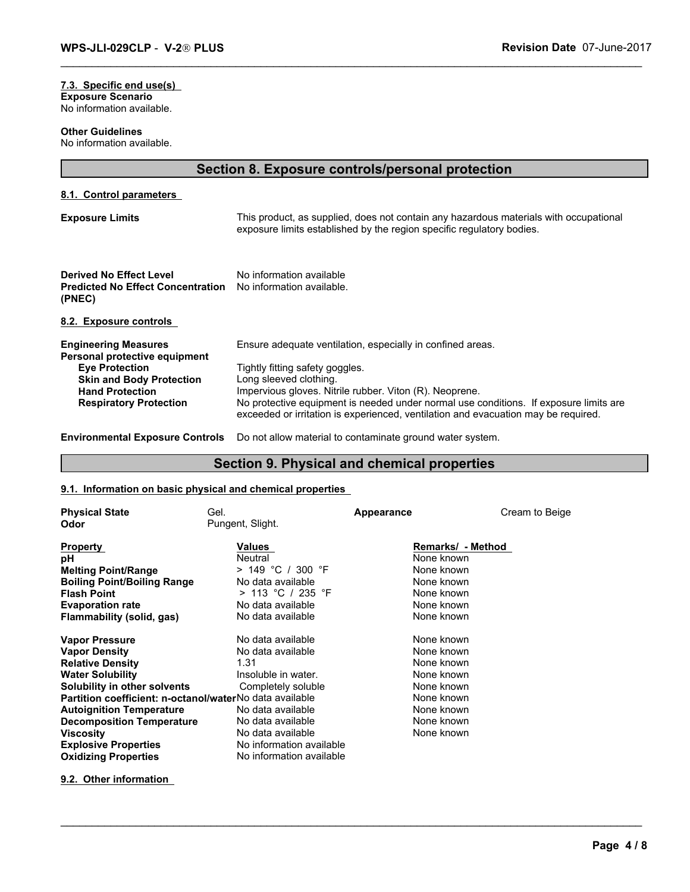**7.3. Specific end use(s)**

**Exposure Scenario**
No information available.

**Other Guidelines**
No information available.

## Section 8. Exposure controls/personal protection

**8.1. Control parameters**

| | |
|---|---|
| **Exposure Limits** | This product, as supplied, does not contain any hazardous materials with occupational exposure limits established by the region specific regulatory bodies. |
| **Derived No Effect Level** | No information available |
| **Predicted No Effect Concentration (PNEC)** | No information available. |

**8.2. Exposure controls**

| | |
|---|---|
| **Engineering Measures** | Ensure adequate ventilation, especially in confined areas. |
| **Personal protective equipment** | |
| **Eye Protection** | Tightly fitting safety goggles. |
| **Skin and Body Protection** | Long sleeved clothing. |
| **Hand Protection** | Impervious gloves. Nitrile rubber. Viton (R). Neoprene. |
| **Respiratory Protection** | No protective equipment is needed under normal use conditions. If exposure limits are exceeded or irritation is experienced, ventilation and evacuation may be required. |
| **Environmental Exposure Controls** | Do not allow material to contaminate ground water system. |

## Section 9. Physical and chemical properties

**9.1. Information on basic physical and chemical properties**

| | | | |
|---|---|---|---|
| **Physical State** | Gel. | **Appearance** | Cream to Beige |
| **Odor** | Pungent, Slight. | | |

| Property | Values | Remarks/ - Method |
|---|---|---|
| **pH** | Neutral | None known |
| **Melting Point/Range** | > 149 °C / 300 °F | None known |
| **Boiling Point/Boiling Range** | No data available | None known |
| **Flash Point** | > 113 °C / 235 °F | None known |
| **Evaporation rate** | No data available | None known |
| **Flammability (solid, gas)** | No data available | None known |
| **Vapor Pressure** | No data available | None known |
| **Vapor Density** | No data available | None known |
| **Relative Density** | 1.31 | None known |
| **Water Solubility** | Insoluble in water. | None known |
| **Solubility in other solvents** | Completely soluble | None known |
| **Partition coefficient: n-octanol/water** | No data available | None known |
| **Autoignition Temperature** | No data available | None known |
| **Decomposition Temperature** | No data available | None known |
| **Viscosity** | No data available | None known |
| **Explosive Properties** | No information available | |
| **Oxidizing Properties** | No information available | |

**9.2. Other information**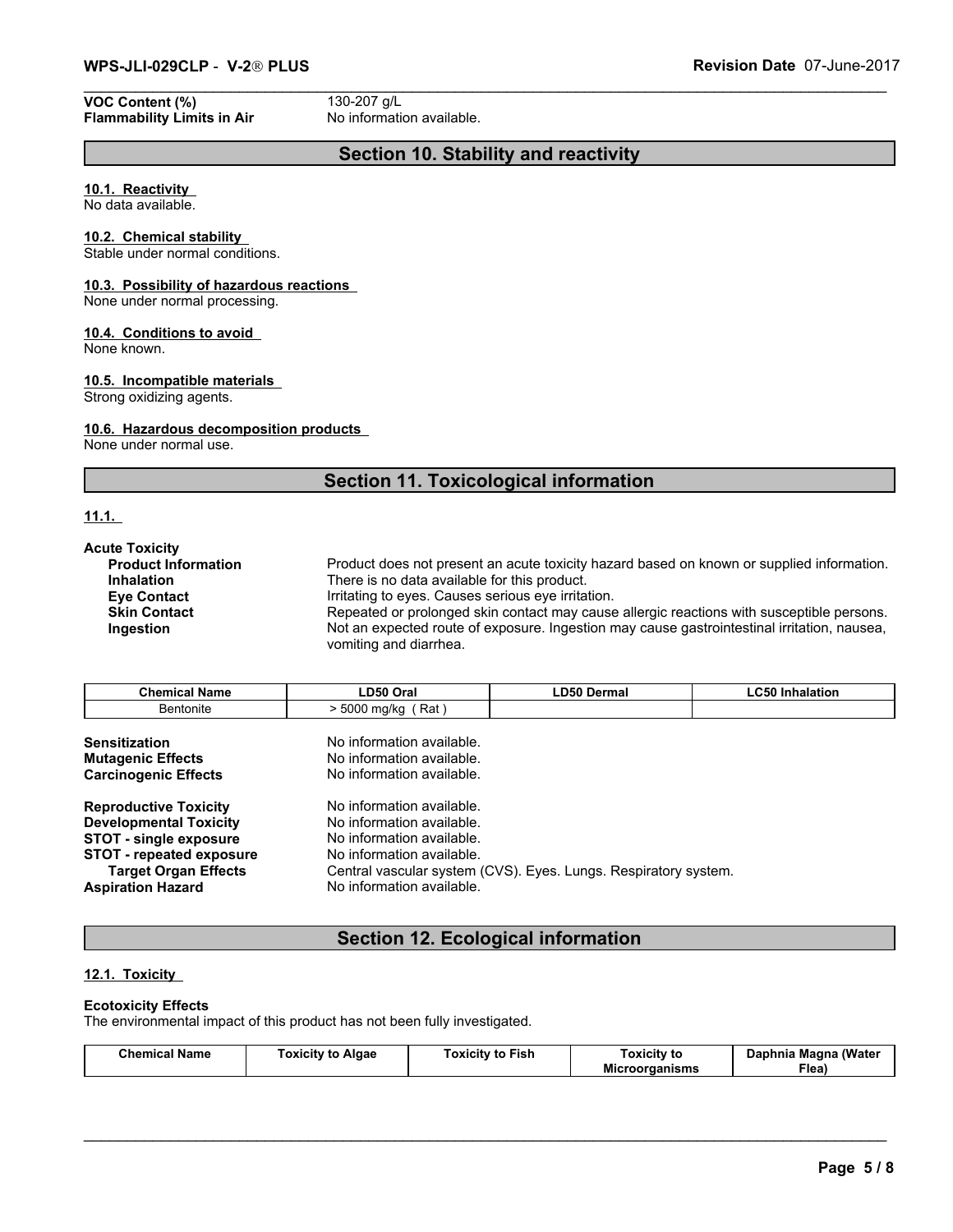| | |
|---|---|
| **VOC Content (%)** | 130-207 g/L |
| **Flammability Limits in Air** | No information available. |

## Section 10. Stability and reactivity

**10.1. Reactivity**
No data available.

**10.2. Chemical stability**
Stable under normal conditions.

**10.3. Possibility of hazardous reactions**
None under normal processing.

**10.4. Conditions to avoid**
None known.

**10.5. Incompatible materials**
Strong oxidizing agents.

**10.6. Hazardous decomposition products**
None under normal use.

## Section 11. Toxicological information

**11.1.**

**Acute Toxicity**

| | |
|---|---|
| **Product Information** | Product does not present an acute toxicity hazard based on known or supplied information. |
| **Inhalation** | There is no data available for this product. |
| **Eye Contact** | Irritating to eyes. Causes serious eye irritation. |
| **Skin Contact** | Repeated or prolonged skin contact may cause allergic reactions with susceptible persons. |
| **Ingestion** | Not an expected route of exposure. Ingestion may cause gastrointestinal irritation, nausea, vomiting and diarrhea. |

| Chemical Name | LD50 Oral | LD50 Dermal | LC50 Inhalation |
|---|---|---|---|
| Bentonite | > 5000 mg/kg ( Rat ) | | |

| | |
|---|---|
| **Sensitization** | No information available. |
| **Mutagenic Effects** | No information available. |
| **Carcinogenic Effects** | No information available. |
| **Reproductive Toxicity** | No information available. |
| **Developmental Toxicity** | No information available. |
| **STOT - single exposure** | No information available. |
| **STOT - repeated exposure** | No information available. |
| **Target Organ Effects** | Central vascular system (CVS). Eyes. Lungs. Respiratory system. |
| **Aspiration Hazard** | No information available. |

## Section 12. Ecological information

**12.1. Toxicity**

**Ecotoxicity Effects**
The environmental impact of this product has not been fully investigated.

| Chemical Name | Toxicity to Algae | Toxicity to Fish | Toxicity to Microorganisms | Daphnia Magna (Water Flea) |
|---|---|---|---|---|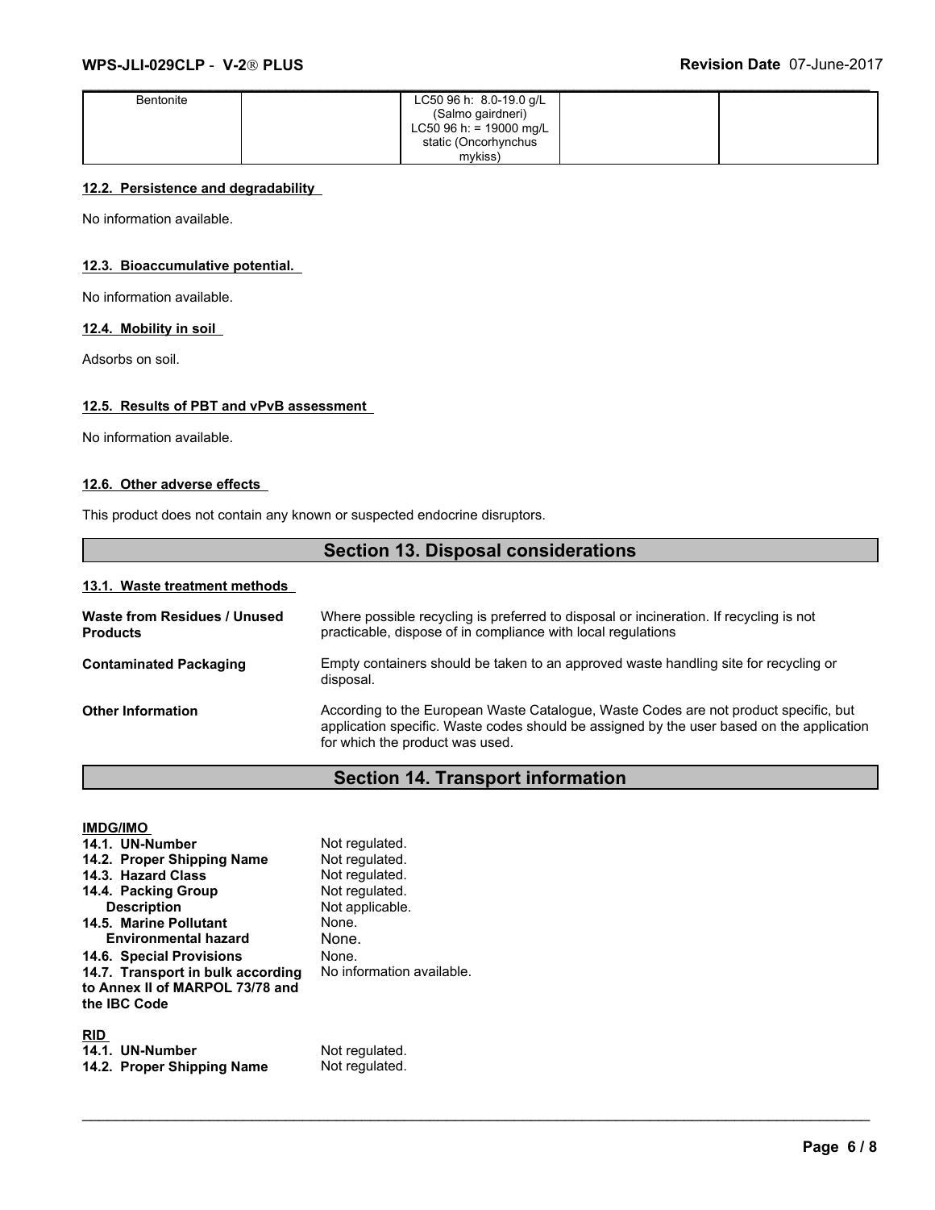| Bentonite | | LC50 96 h: 8.0-19.0 g/L (Salmo gairdneri) LC50 96 h: = 19000 mg/L static (Oncorhynchus mykiss) | | |
|---|---|---|---|---|

### 12.2. Persistence and degradability

No information available.

### 12.3. Bioaccumulative potential.

No information available.

### 12.4. Mobility in soil

Adsorbs on soil.

### 12.5. Results of PBT and vPvB assessment

No information available.

### 12.6. Other adverse effects

This product does not contain any known or suspected endocrine disruptors.

## Section 13. Disposal considerations

### 13.1. Waste treatment methods

**Waste from Residues / Unused Products** — Where possible recycling is preferred to disposal or incineration. If recycling is not practicable, dispose of in compliance with local regulations

**Contaminated Packaging** — Empty containers should be taken to an approved waste handling site for recycling or disposal.

**Other Information** — According to the European Waste Catalogue, Waste Codes are not product specific, but application specific. Waste codes should be assigned by the user based on the application for which the product was used.

## Section 14. Transport information

**IMDG/IMO**

| | |
|---|---|
| **14.1. UN-Number** | Not regulated. |
| **14.2. Proper Shipping Name** | Not regulated. |
| **14.3. Hazard Class** | Not regulated. |
| **14.4. Packing Group** | Not regulated. |
| **Description** | Not applicable. |
| **14.5. Marine Pollutant** | None. |
| **Environmental hazard** | None. |
| **14.6. Special Provisions** | None. |
| **14.7. Transport in bulk according to Annex II of MARPOL 73/78 and the IBC Code** | No information available. |

**RID**

| | |
|---|---|
| **14.1. UN-Number** | Not regulated. |
| **14.2. Proper Shipping Name** | Not regulated. |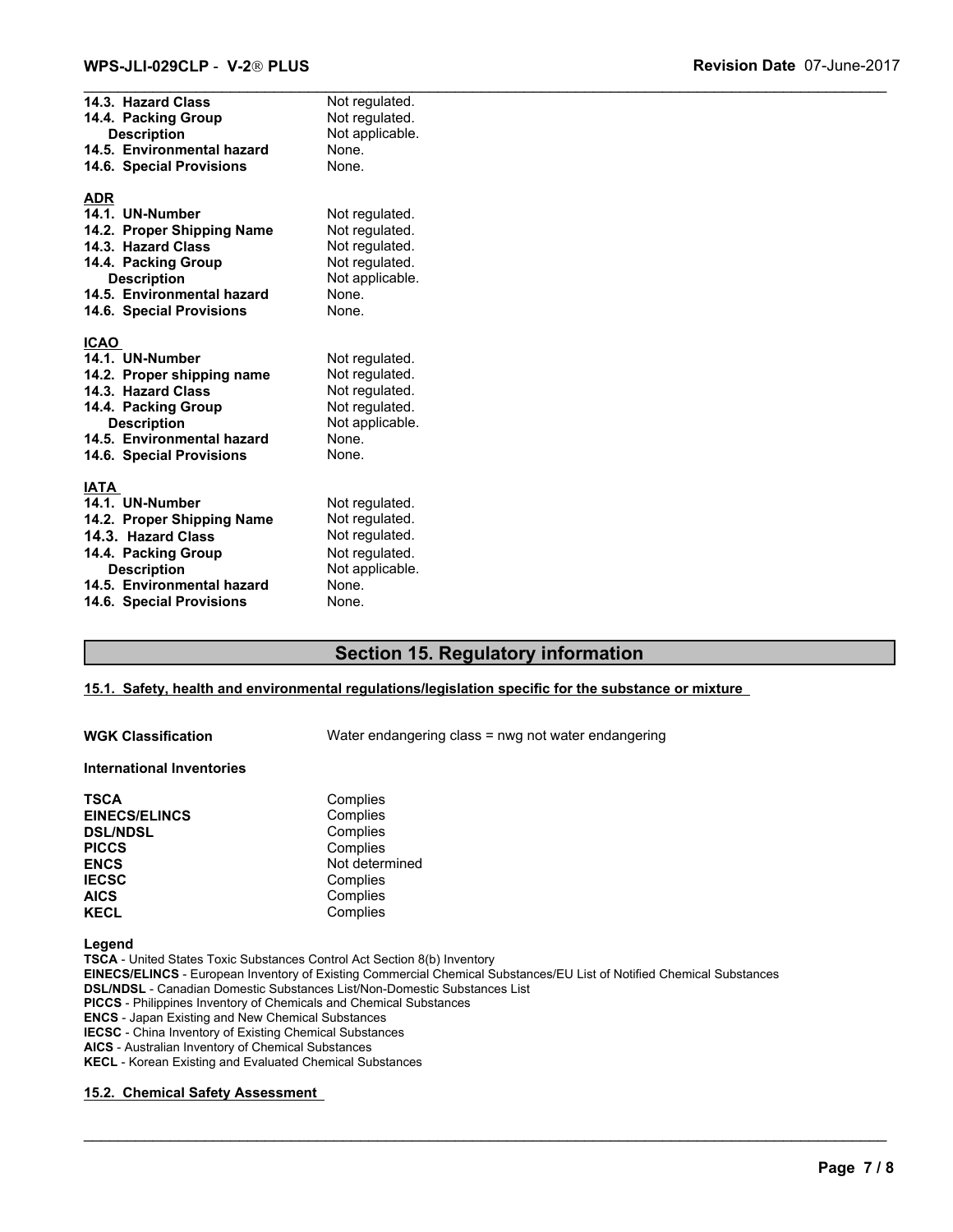| | |
|---|---|
| **14.3. Hazard Class** | Not regulated. |
| **14.4. Packing Group** | Not regulated. |
| **Description** | Not applicable. |
| **14.5. Environmental hazard** | None. |
| **14.6. Special Provisions** | None. |

**ADR**

| | |
|---|---|
| **14.1. UN-Number** | Not regulated. |
| **14.2. Proper Shipping Name** | Not regulated. |
| **14.3. Hazard Class** | Not regulated. |
| **14.4. Packing Group** | Not regulated. |
| **Description** | Not applicable. |
| **14.5. Environmental hazard** | None. |
| **14.6. Special Provisions** | None. |

**ICAO**

| | |
|---|---|
| **14.1. UN-Number** | Not regulated. |
| **14.2. Proper shipping name** | Not regulated. |
| **14.3. Hazard Class** | Not regulated. |
| **14.4. Packing Group** | Not regulated. |
| **Description** | Not applicable. |
| **14.5. Environmental hazard** | None. |
| **14.6. Special Provisions** | None. |

**IATA**

| | |
|---|---|
| **14.1. UN-Number** | Not regulated. |
| **14.2. Proper Shipping Name** | Not regulated. |
| **14.3. Hazard Class** | Not regulated. |
| **14.4. Packing Group** | Not regulated. |
| **Description** | Not applicable. |
| **14.5. Environmental hazard** | None. |
| **14.6. Special Provisions** | None. |

## Section 15. Regulatory information

### 15.1. Safety, health and environmental regulations/legislation specific for the substance or mixture

**WGK Classification** Water endangering class = nwg not water endangering

**International Inventories**

| | |
|---|---|
| **TSCA** | Complies |
| **EINECS/ELINCS** | Complies |
| **DSL/NDSL** | Complies |
| **PICCS** | Complies |
| **ENCS** | Not determined |
| **IECSC** | Complies |
| **AICS** | Complies |
| **KECL** | Complies |

**Legend**

**TSCA** - United States Toxic Substances Control Act Section 8(b) Inventory
**EINECS/ELINCS** - European Inventory of Existing Commercial Chemical Substances/EU List of Notified Chemical Substances
**DSL/NDSL** - Canadian Domestic Substances List/Non-Domestic Substances List
**PICCS** - Philippines Inventory of Chemicals and Chemical Substances
**ENCS** - Japan Existing and New Chemical Substances
**IECSC** - China Inventory of Existing Chemical Substances
**AICS** - Australian Inventory of Chemical Substances
**KECL** - Korean Existing and Evaluated Chemical Substances

### 15.2. Chemical Safety Assessment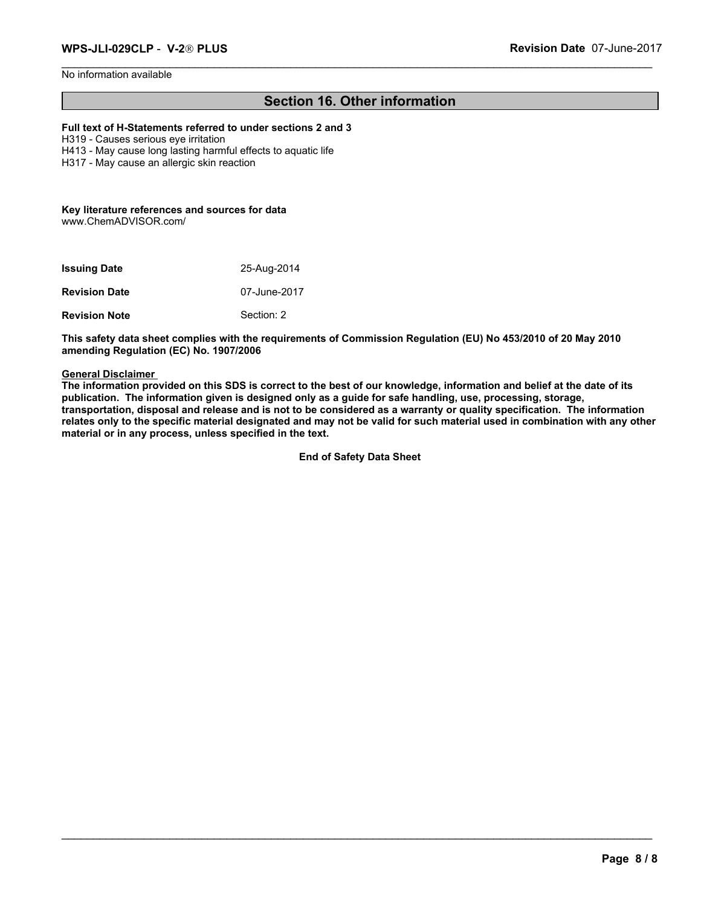No information available

## Section 16. Other information

**Full text of H-Statements referred to under sections 2 and 3**

H319 - Causes serious eye irritation
H413 - May cause long lasting harmful effects to aquatic life
H317 - May cause an allergic skin reaction

**Key literature references and sources for data**
www.ChemADVISOR.com/

| | |
|---|---|
| **Issuing Date** | 25-Aug-2014 |
| **Revision Date** | 07-June-2017 |
| **Revision Note** | Section: 2 |

**This safety data sheet complies with the requirements of Commission Regulation (EU) No 453/2010 of 20 May 2010 amending Regulation (EC) No. 1907/2006**

**General Disclaimer**
**The information provided on this SDS is correct to the best of our knowledge, information and belief at the date of its publication. The information given is designed only as a guide for safe handling, use, processing, storage, transportation, disposal and release and is not to be considered as a warranty or quality specification. The information relates only to the specific material designated and may not be valid for such material used in combination with any other material or in any process, unless specified in the text.**

**End of Safety Data Sheet**